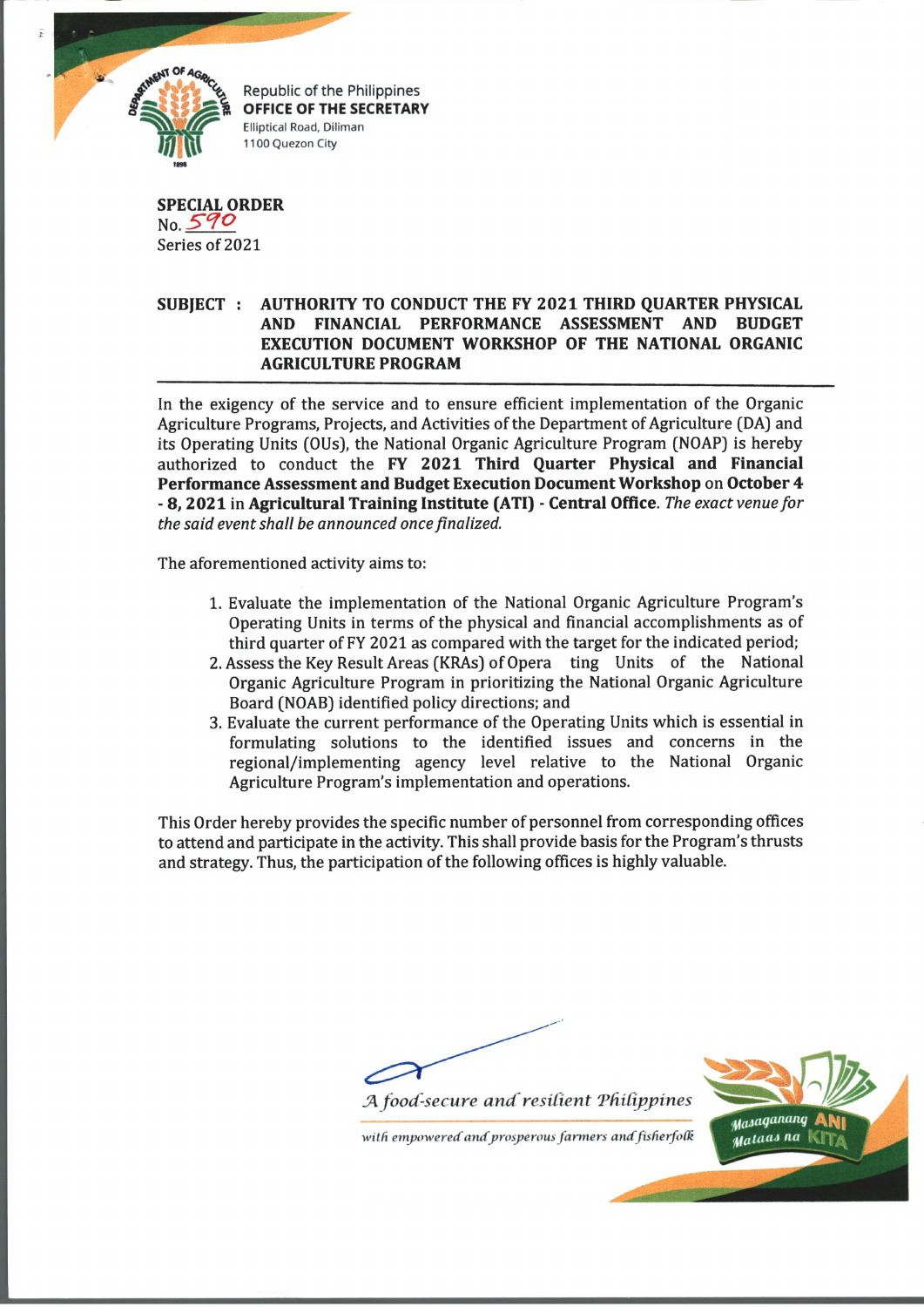Republic of the Philippines
**OFFICE OF THE SECRETARY**
Elliptical Road, Diliman
1100 Quezon City

**SPECIAL ORDER**
No. 590
Series of 2021

**SUBJECT : AUTHORITY TO CONDUCT THE FY 2021 THIRD QUARTER PHYSICAL AND FINANCIAL PERFORMANCE ASSESSMENT AND BUDGET EXECUTION DOCUMENT WORKSHOP OF THE NATIONAL ORGANIC AGRICULTURE PROGRAM**

---

In the exigency of the service and to ensure efficient implementation of the Organic Agriculture Programs, Projects, and Activities of the Department of Agriculture (DA) and its Operating Units (OUs), the National Organic Agriculture Program (NOAP) is hereby authorized to conduct the **FY 2021 Third Quarter Physical and Financial Performance Assessment and Budget Execution Document Workshop** on **October 4 - 8, 2021** in **Agricultural Training Institute (ATI) - Central Office**. *The exact venue for the said event shall be announced once finalized.*

The aforementioned activity aims to:

1. Evaluate the implementation of the National Organic Agriculture Program's Operating Units in terms of the physical and financial accomplishments as of third quarter of FY 2021 as compared with the target for the indicated period;
2. Assess the Key Result Areas (KRAs) of Opera ting Units of the National Organic Agriculture Program in prioritizing the National Organic Agriculture Board (NOAB) identified policy directions; and
3. Evaluate the current performance of the Operating Units which is essential in formulating solutions to the identified issues and concerns in the regional/implementing agency level relative to the National Organic Agriculture Program's implementation and operations.

This Order hereby provides the specific number of personnel from corresponding offices to attend and participate in the activity. This shall provide basis for the Program's thrusts and strategy. Thus, the participation of the following offices is highly valuable.

*A food-secure and resilient Philippines with empowered and prosperous farmers and fisherfolk*

Masaganang ANI Mataas na KITA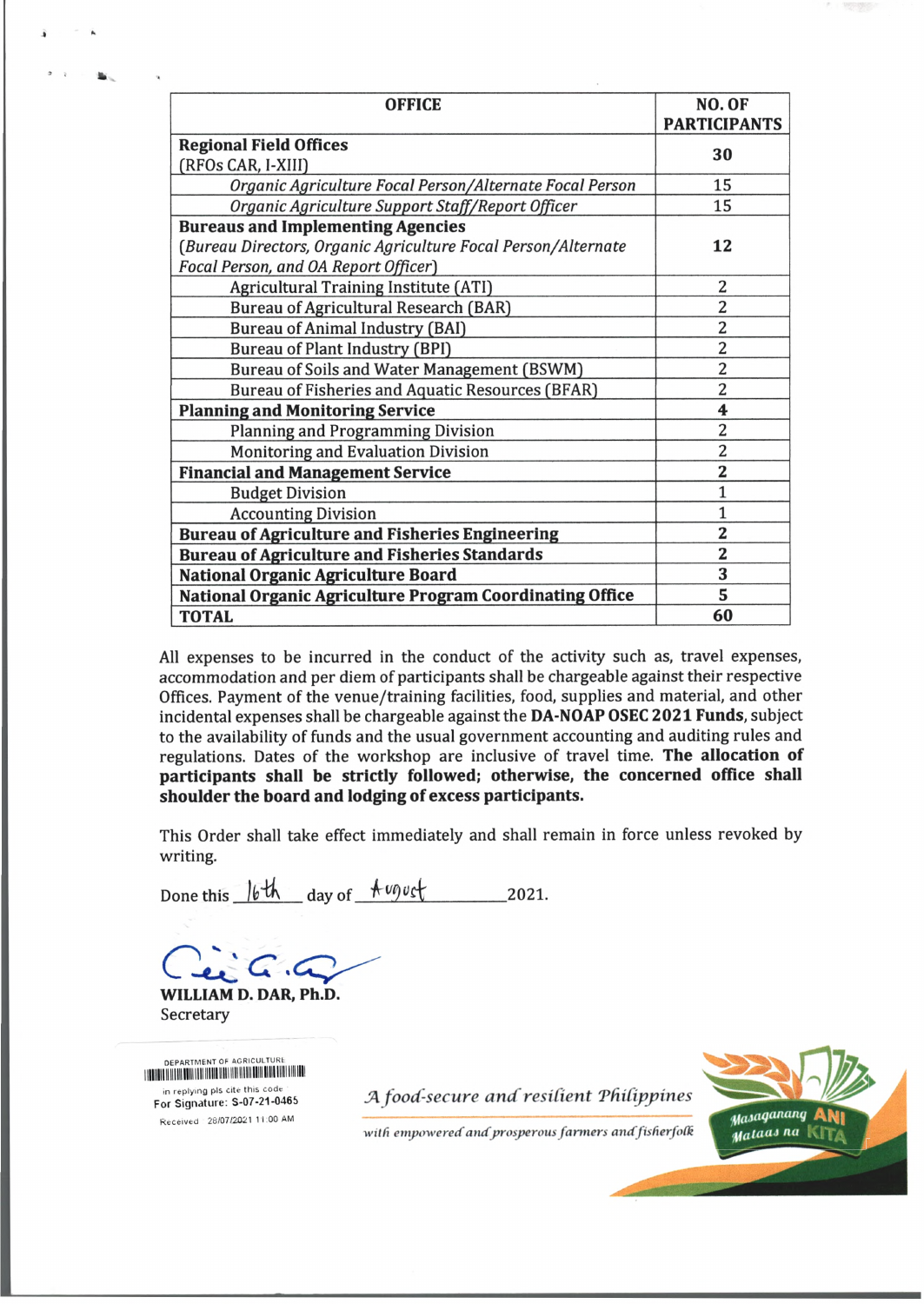| OFFICE | NO. OF PARTICIPANTS |
|---|---|
| **Regional Field Offices** (RFOs CAR, I-XIII) | **30** |
| *Organic Agriculture Focal Person/Alternate Focal Person* | 15 |
| *Organic Agriculture Support Staff/Report Officer* | 15 |
| **Bureaus and Implementing Agencies** (*Bureau Directors, Organic Agriculture Focal Person/Alternate Focal Person, and OA Report Officer*) | **12** |
| Agricultural Training Institute (ATI) | 2 |
| Bureau of Agricultural Research (BAR) | 2 |
| Bureau of Animal Industry (BAI) | 2 |
| Bureau of Plant Industry (BPI) | 2 |
| Bureau of Soils and Water Management (BSWM) | 2 |
| Bureau of Fisheries and Aquatic Resources (BFAR) | 2 |
| **Planning and Monitoring Service** | **4** |
| Planning and Programming Division | 2 |
| Monitoring and Evaluation Division | 2 |
| **Financial and Management Service** | **2** |
| Budget Division | 1 |
| Accounting Division | 1 |
| **Bureau of Agriculture and Fisheries Engineering** | **2** |
| **Bureau of Agriculture and Fisheries Standards** | **2** |
| **National Organic Agriculture Board** | **3** |
| **National Organic Agriculture Program Coordinating Office** | **5** |
| **TOTAL** | **60** |

All expenses to be incurred in the conduct of the activity such as, travel expenses, accommodation and per diem of participants shall be chargeable against their respective Offices. Payment of the venue/training facilities, food, supplies and material, and other incidental expenses shall be chargeable against the **DA-NOAP OSEC 2021 Funds**, subject to the availability of funds and the usual government accounting and auditing rules and regulations. Dates of the workshop are inclusive of travel time. **The allocation of participants shall be strictly followed; otherwise, the concerned office shall shoulder the board and lodging of excess participants.**

This Order shall take effect immediately and shall remain in force unless revoked by writing.

Done this 16th day of August 2021.

**WILLIAM D. DAR, Ph.D.**
Secretary

DEPARTMENT OF AGRICULTURE
in replying pls cite this code
For Signature: S-07-21-0465
Received 28/07/2021 11:00 AM

*A food-secure and resilient Philippines with empowered and prosperous farmers and fisherfolk*

Masaganang ANI Mataas na KITA